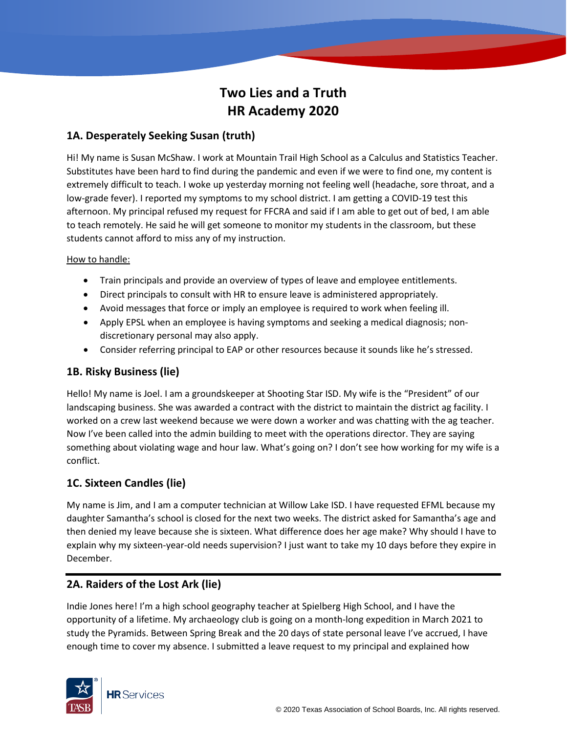# Two Lies and a Truth
# HR Academy 2020

## 1A. Desperately Seeking Susan (truth)

Hi! My name is Susan McShaw. I work at Mountain Trail High School as a Calculus and Statistics Teacher. Substitutes have been hard to find during the pandemic and even if we were to find one, my content is extremely difficult to teach. I woke up yesterday morning not feeling well (headache, sore throat, and a low-grade fever). I reported my symptoms to my school district. I am getting a COVID-19 test this afternoon. My principal refused my request for FFCRA and said if I am able to get out of bed, I am able to teach remotely. He said he will get someone to monitor my students in the classroom, but these students cannot afford to miss any of my instruction.

How to handle:

- Train principals and provide an overview of types of leave and employee entitlements.
- Direct principals to consult with HR to ensure leave is administered appropriately.
- Avoid messages that force or imply an employee is required to work when feeling ill.
- Apply EPSL when an employee is having symptoms and seeking a medical diagnosis; non-discretionary personal may also apply.
- Consider referring principal to EAP or other resources because it sounds like he's stressed.

## 1B. Risky Business (lie)

Hello! My name is Joel. I am a groundskeeper at Shooting Star ISD. My wife is the "President" of our landscaping business. She was awarded a contract with the district to maintain the district ag facility. I worked on a crew last weekend because we were down a worker and was chatting with the ag teacher. Now I've been called into the admin building to meet with the operations director. They are saying something about violating wage and hour law. What's going on? I don't see how working for my wife is a conflict.

## 1C. Sixteen Candles (lie)

My name is Jim, and I am a computer technician at Willow Lake ISD. I have requested EFML because my daughter Samantha's school is closed for the next two weeks. The district asked for Samantha's age and then denied my leave because she is sixteen. What difference does her age make? Why should I have to explain why my sixteen-year-old needs supervision? I just want to take my 10 days before they expire in December.

---

## 2A. Raiders of the Lost Ark (lie)

Indie Jones here! I'm a high school geography teacher at Spielberg High School, and I have the opportunity of a lifetime. My archaeology club is going on a month-long expedition in March 2021 to study the Pyramids. Between Spring Break and the 20 days of state personal leave I've accrued, I have enough time to cover my absence. I submitted a leave request to my principal and explained how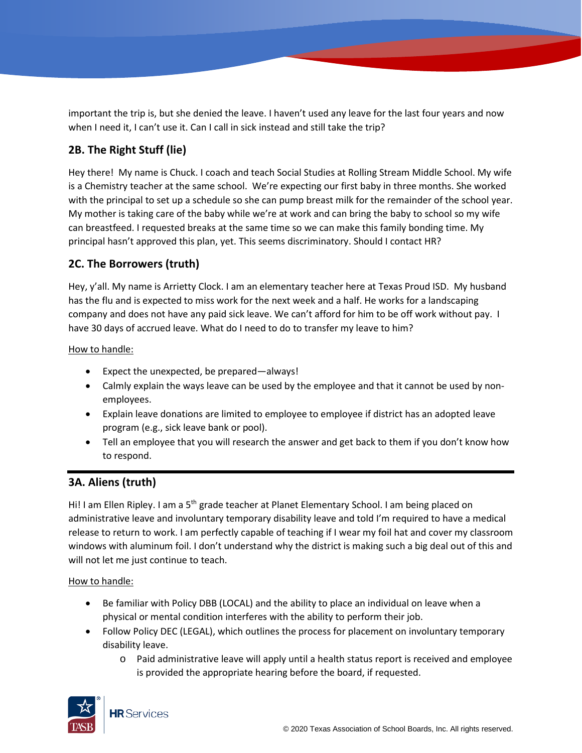important the trip is, but she denied the leave. I haven't used any leave for the last four years and now when I need it, I can't use it. Can I call in sick instead and still take the trip?

## 2B. The Right Stuff (lie)

Hey there! My name is Chuck. I coach and teach Social Studies at Rolling Stream Middle School. My wife is a Chemistry teacher at the same school. We're expecting our first baby in three months. She worked with the principal to set up a schedule so she can pump breast milk for the remainder of the school year. My mother is taking care of the baby while we're at work and can bring the baby to school so my wife can breastfeed. I requested breaks at the same time so we can make this family bonding time. My principal hasn't approved this plan, yet. This seems discriminatory. Should I contact HR?

## 2C. The Borrowers (truth)

Hey, y'all. My name is Arrietty Clock. I am an elementary teacher here at Texas Proud ISD. My husband has the flu and is expected to miss work for the next week and a half. He works for a landscaping company and does not have any paid sick leave. We can't afford for him to be off work without pay. I have 30 days of accrued leave. What do I need to do to transfer my leave to him?

How to handle:

- Expect the unexpected, be prepared—always!
- Calmly explain the ways leave can be used by the employee and that it cannot be used by non-employees.
- Explain leave donations are limited to employee to employee if district has an adopted leave program (e.g., sick leave bank or pool).
- Tell an employee that you will research the answer and get back to them if you don't know how to respond.

---

## 3A. Aliens (truth)

Hi! I am Ellen Ripley. I am a 5th grade teacher at Planet Elementary School. I am being placed on administrative leave and involuntary temporary disability leave and told I'm required to have a medical release to return to work. I am perfectly capable of teaching if I wear my foil hat and cover my classroom windows with aluminum foil. I don't understand why the district is making such a big deal out of this and will not let me just continue to teach.

How to handle:

- Be familiar with Policy DBB (LOCAL) and the ability to place an individual on leave when a physical or mental condition interferes with the ability to perform their job.
- Follow Policy DEC (LEGAL), which outlines the process for placement on involuntary temporary disability leave.
  - Paid administrative leave will apply until a health status report is received and employee is provided the appropriate hearing before the board, if requested.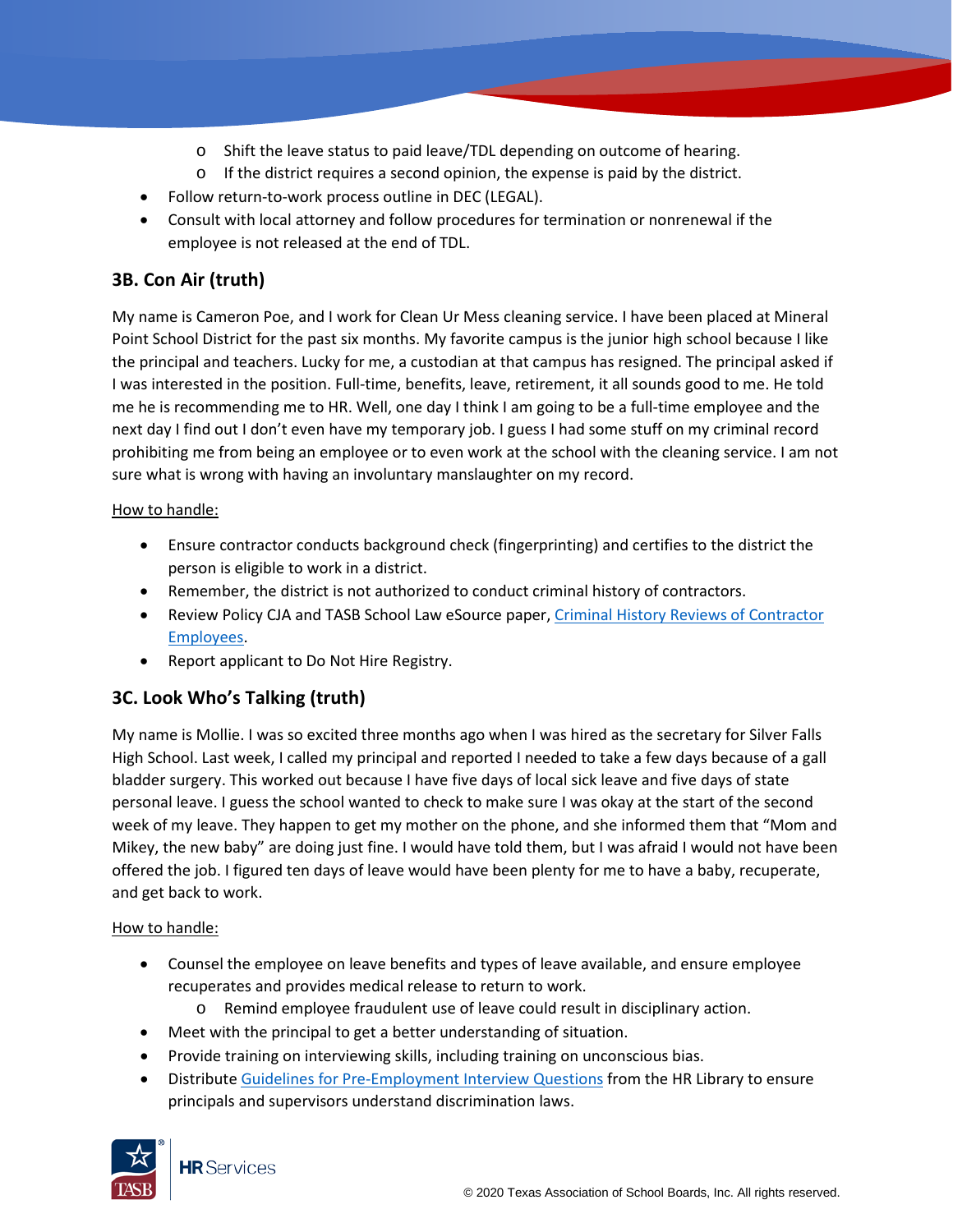- Shift the leave status to paid leave/TDL depending on outcome of hearing.
  - If the district requires a second opinion, the expense is paid by the district.
- Follow return-to-work process outline in DEC (LEGAL).
- Consult with local attorney and follow procedures for termination or nonrenewal if the employee is not released at the end of TDL.

### 3B. Con Air (truth)

My name is Cameron Poe, and I work for Clean Ur Mess cleaning service. I have been placed at Mineral Point School District for the past six months. My favorite campus is the junior high school because I like the principal and teachers. Lucky for me, a custodian at that campus has resigned. The principal asked if I was interested in the position. Full-time, benefits, leave, retirement, it all sounds good to me. He told me he is recommending me to HR. Well, one day I think I am going to be a full-time employee and the next day I find out I don't even have my temporary job. I guess I had some stuff on my criminal record prohibiting me from being an employee or to even work at the school with the cleaning service. I am not sure what is wrong with having an involuntary manslaughter on my record.

How to handle:

- Ensure contractor conducts background check (fingerprinting) and certifies to the district the person is eligible to work in a district.
- Remember, the district is not authorized to conduct criminal history of contractors.
- Review Policy CJA and TASB School Law eSource paper, Criminal History Reviews of Contractor Employees.
- Report applicant to Do Not Hire Registry.

### 3C. Look Who's Talking (truth)

My name is Mollie. I was so excited three months ago when I was hired as the secretary for Silver Falls High School. Last week, I called my principal and reported I needed to take a few days because of a gall bladder surgery. This worked out because I have five days of local sick leave and five days of state personal leave. I guess the school wanted to check to make sure I was okay at the start of the second week of my leave. They happen to get my mother on the phone, and she informed them that "Mom and Mikey, the new baby" are doing just fine. I would have told them, but I was afraid I would not have been offered the job. I figured ten days of leave would have been plenty for me to have a baby, recuperate, and get back to work.

How to handle:

- Counsel the employee on leave benefits and types of leave available, and ensure employee recuperates and provides medical release to return to work.
  - Remind employee fraudulent use of leave could result in disciplinary action.
- Meet with the principal to get a better understanding of situation.
- Provide training on interviewing skills, including training on unconscious bias.
- Distribute Guidelines for Pre-Employment Interview Questions from the HR Library to ensure principals and supervisors understand discrimination laws.